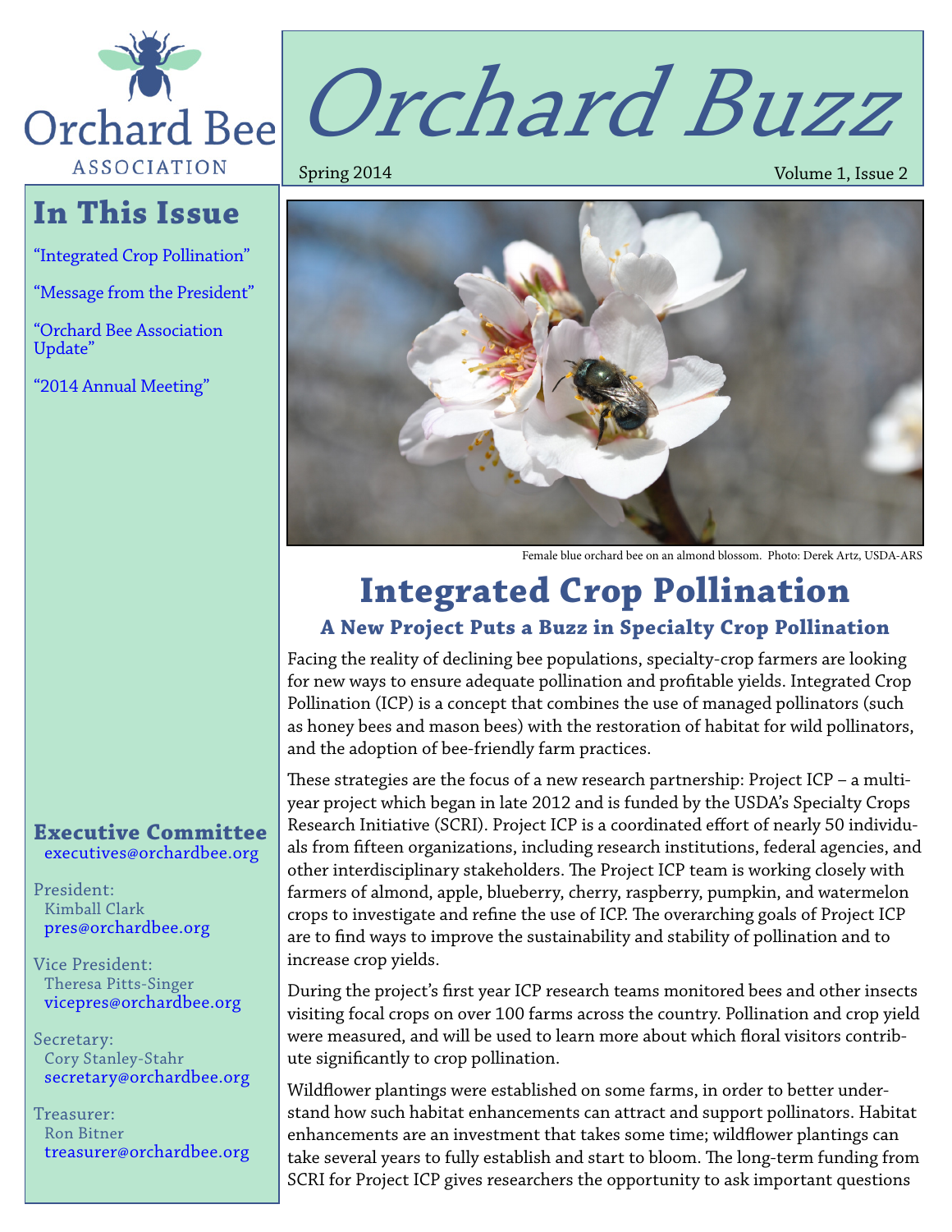Orchard Bee Association

# Orchard Buzz

Spring 2014

Volume 1, Issue 2

## In This Issue

"Integrated Crop Pollination"

"Message from the President"

"Orchard Bee Association Update"

"2014 Annual Meeting"

Female blue orchard bee on an almond blossom. Photo: Derek Artz, USDA-ARS

# Integrated Crop Pollination

### A New Project Puts a Buzz in Specialty Crop Pollination

Facing the reality of declining bee populations, specialty-crop farmers are looking for new ways to ensure adequate pollination and profitable yields. Integrated Crop Pollination (ICP) is a concept that combines the use of managed pollinators (such as honey bees and mason bees) with the restoration of habitat for wild pollinators, and the adoption of bee-friendly farm practices.

These strategies are the focus of a new research partnership: Project ICP – a multi-year project which began in late 2012 and is funded by the USDA's Specialty Crops Research Initiative (SCRI). Project ICP is a coordinated effort of nearly 50 individuals from fifteen organizations, including research institutions, federal agencies, and other interdisciplinary stakeholders. The Project ICP team is working closely with farmers of almond, apple, blueberry, cherry, raspberry, pumpkin, and watermelon crops to investigate and refine the use of ICP. The overarching goals of Project ICP are to find ways to improve the sustainability and stability of pollination and to increase crop yields.

During the project's first year ICP research teams monitored bees and other insects visiting focal crops on over 100 farms across the country. Pollination and crop yield were measured, and will be used to learn more about which floral visitors contribute significantly to crop pollination.

Wildflower plantings were established on some farms, in order to better understand how such habitat enhancements can attract and support pollinators. Habitat enhancements are an investment that takes some time; wildflower plantings can take several years to fully establish and start to bloom. The long-term funding from SCRI for Project ICP gives researchers the opportunity to ask important questions

### Executive Committee

executives@orchardbee.org

President:
Kimball Clark
pres@orchardbee.org

Vice President:
Theresa Pitts-Singer
vicepres@orchardbee.org

Secretary:
Cory Stanley-Stahr
secretary@orchardbee.org

Treasurer:
Ron Bitner
treasurer@orchardbee.org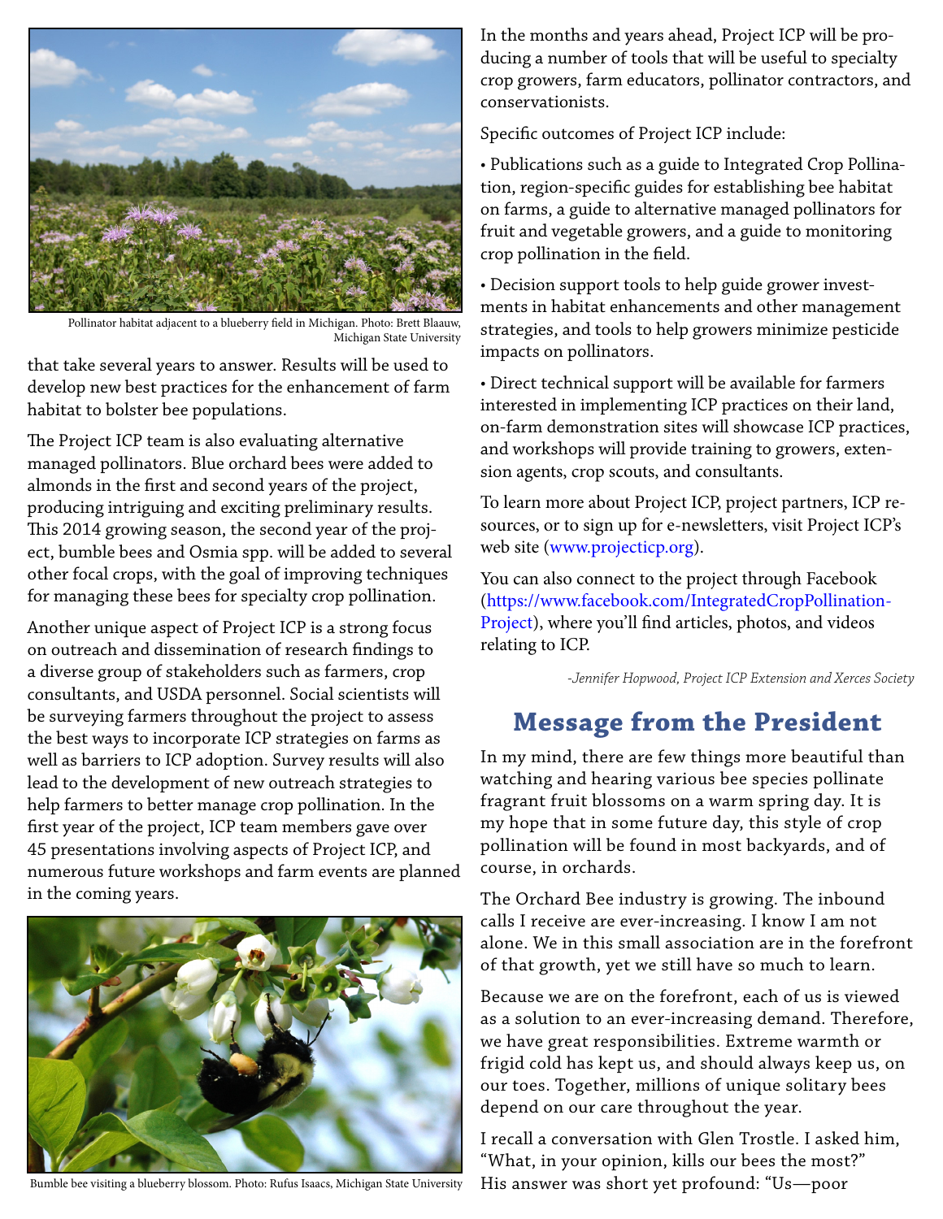Pollinator habitat adjacent to a blueberry field in Michigan. Photo: Brett Blaauw, Michigan State University

that take several years to answer. Results will be used to develop new best practices for the enhancement of farm habitat to bolster bee populations.

The Project ICP team is also evaluating alternative managed pollinators. Blue orchard bees were added to almonds in the first and second years of the project, producing intriguing and exciting preliminary results. This 2014 growing season, the second year of the project, bumble bees and Osmia spp. will be added to several other focal crops, with the goal of improving techniques for managing these bees for specialty crop pollination.

Another unique aspect of Project ICP is a strong focus on outreach and dissemination of research findings to a diverse group of stakeholders such as farmers, crop consultants, and USDA personnel. Social scientists will be surveying farmers throughout the project to assess the best ways to incorporate ICP strategies on farms as well as barriers to ICP adoption. Survey results will also lead to the development of new outreach strategies to help farmers to better manage crop pollination. In the first year of the project, ICP team members gave over 45 presentations involving aspects of Project ICP, and numerous future workshops and farm events are planned in the coming years.

Bumble bee visiting a blueberry blossom. Photo: Rufus Isaacs, Michigan State University

In the months and years ahead, Project ICP will be producing a number of tools that will be useful to specialty crop growers, farm educators, pollinator contractors, and conservationists.

Specific outcomes of Project ICP include:

• Publications such as a guide to Integrated Crop Pollination, region-specific guides for establishing bee habitat on farms, a guide to alternative managed pollinators for fruit and vegetable growers, and a guide to monitoring crop pollination in the field.

• Decision support tools to help guide grower investments in habitat enhancements and other management strategies, and tools to help growers minimize pesticide impacts on pollinators.

• Direct technical support will be available for farmers interested in implementing ICP practices on their land, on-farm demonstration sites will showcase ICP practices, and workshops will provide training to growers, extension agents, crop scouts, and consultants.

To learn more about Project ICP, project partners, ICP resources, or to sign up for e-newsletters, visit Project ICP's web site (www.projecticp.org).

You can also connect to the project through Facebook (https://www.facebook.com/IntegratedCropPollinationProject), where you'll find articles, photos, and videos relating to ICP.

*-Jennifer Hopwood, Project ICP Extension and Xerces Society*

## Message from the President

In my mind, there are few things more beautiful than watching and hearing various bee species pollinate fragrant fruit blossoms on a warm spring day. It is my hope that in some future day, this style of crop pollination will be found in most backyards, and of course, in orchards.

The Orchard Bee industry is growing. The inbound calls I receive are ever-increasing. I know I am not alone. We in this small association are in the forefront of that growth, yet we still have so much to learn.

Because we are on the forefront, each of us is viewed as a solution to an ever-increasing demand. Therefore, we have great responsibilities. Extreme warmth or frigid cold has kept us, and should always keep us, on our toes. Together, millions of unique solitary bees depend on our care throughout the year.

I recall a conversation with Glen Trostle. I asked him, "What, in your opinion, kills our bees the most?" His answer was short yet profound: "Us—poor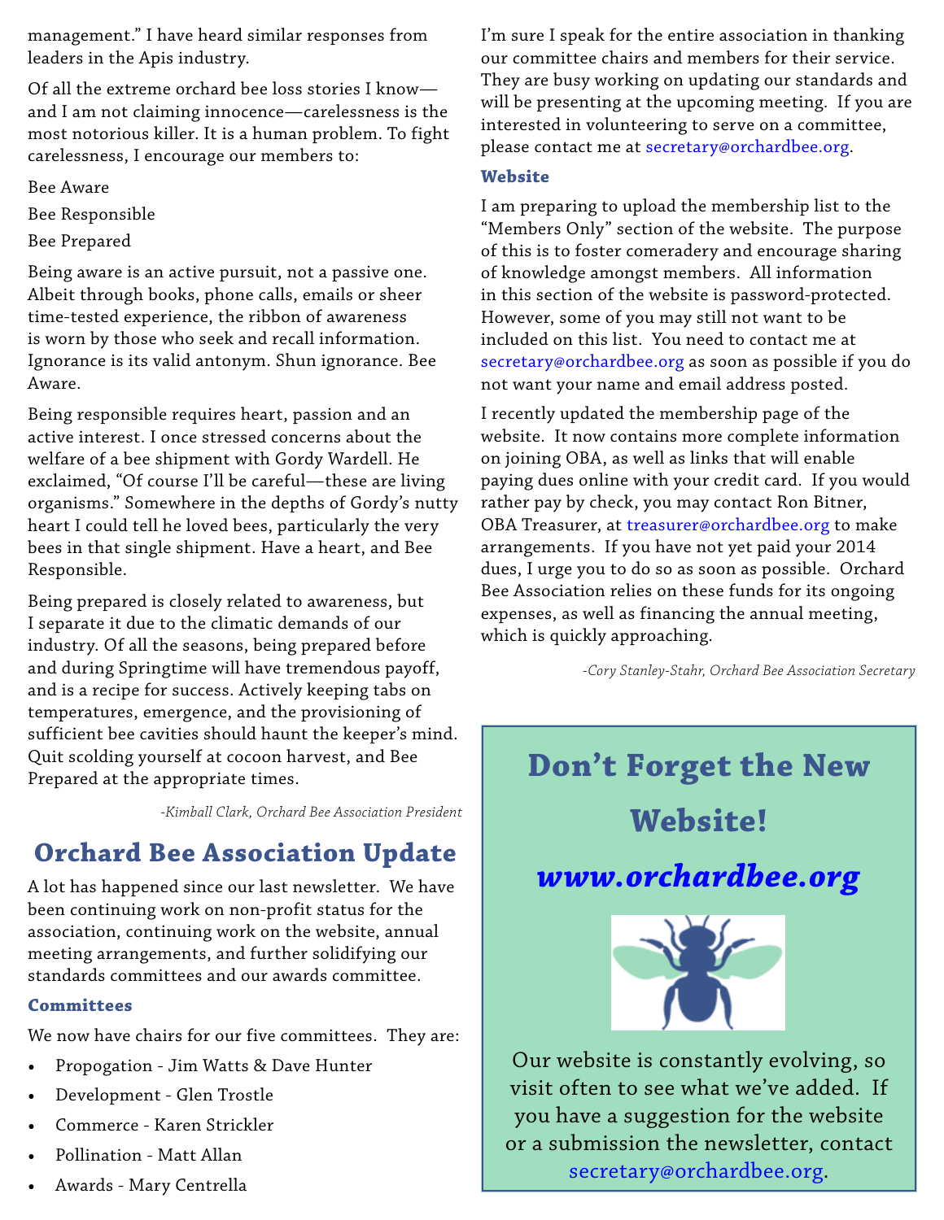management." I have heard similar responses from leaders in the Apis industry.

Of all the extreme orchard bee loss stories I know—and I am not claiming innocence—carelessness is the most notorious killer. It is a human problem. To fight carelessness, I encourage our members to:

Bee Aware

Bee Responsible

Bee Prepared

Being aware is an active pursuit, not a passive one. Albeit through books, phone calls, emails or sheer time-tested experience, the ribbon of awareness is worn by those who seek and recall information. Ignorance is its valid antonym. Shun ignorance. Bee Aware.

Being responsible requires heart, passion and an active interest. I once stressed concerns about the welfare of a bee shipment with Gordy Wardell. He exclaimed, "Of course I'll be careful—these are living organisms." Somewhere in the depths of Gordy's nutty heart I could tell he loved bees, particularly the very bees in that single shipment. Have a heart, and Bee Responsible.

Being prepared is closely related to awareness, but I separate it due to the climatic demands of our industry. Of all the seasons, being prepared before and during Springtime will have tremendous payoff, and is a recipe for success. Actively keeping tabs on temperatures, emergence, and the provisioning of sufficient bee cavities should haunt the keeper's mind. Quit scolding yourself at cocoon harvest, and Bee Prepared at the appropriate times.

*-Kimball Clark, Orchard Bee Association President*

## Orchard Bee Association Update

A lot has happened since our last newsletter. We have been continuing work on non-profit status for the association, continuing work on the website, annual meeting arrangements, and further solidifying our standards committees and our awards committee.

### Committees

We now have chairs for our five committees. They are:

- Propogation - Jim Watts & Dave Hunter
- Development - Glen Trostle
- Commerce - Karen Strickler
- Pollination - Matt Allan
- Awards - Mary Centrella

I'm sure I speak for the entire association in thanking our committee chairs and members for their service. They are busy working on updating our standards and will be presenting at the upcoming meeting. If you are interested in volunteering to serve on a committee, please contact me at secretary@orchardbee.org.

### Website

I am preparing to upload the membership list to the "Members Only" section of the website. The purpose of this is to foster comeradery and encourage sharing of knowledge amongst members. All information in this section of the website is password-protected. However, some of you may still not want to be included on this list. You need to contact me at secretary@orchardbee.org as soon as possible if you do not want your name and email address posted.

I recently updated the membership page of the website. It now contains more complete information on joining OBA, as well as links that will enable paying dues online with your credit card. If you would rather pay by check, you may contact Ron Bitner, OBA Treasurer, at treasurer@orchardbee.org to make arrangements. If you have not yet paid your 2014 dues, I urge you to do so as soon as possible. Orchard Bee Association relies on these funds for its ongoing expenses, as well as financing the annual meeting, which is quickly approaching.

*-Cory Stanley-Stahr, Orchard Bee Association Secretary*

## Don't Forget the New Website!

## *www.orchardbee.org*

Our website is constantly evolving, so visit often to see what we've added. If you have a suggestion for the website or a submission the newsletter, contact secretary@orchardbee.org.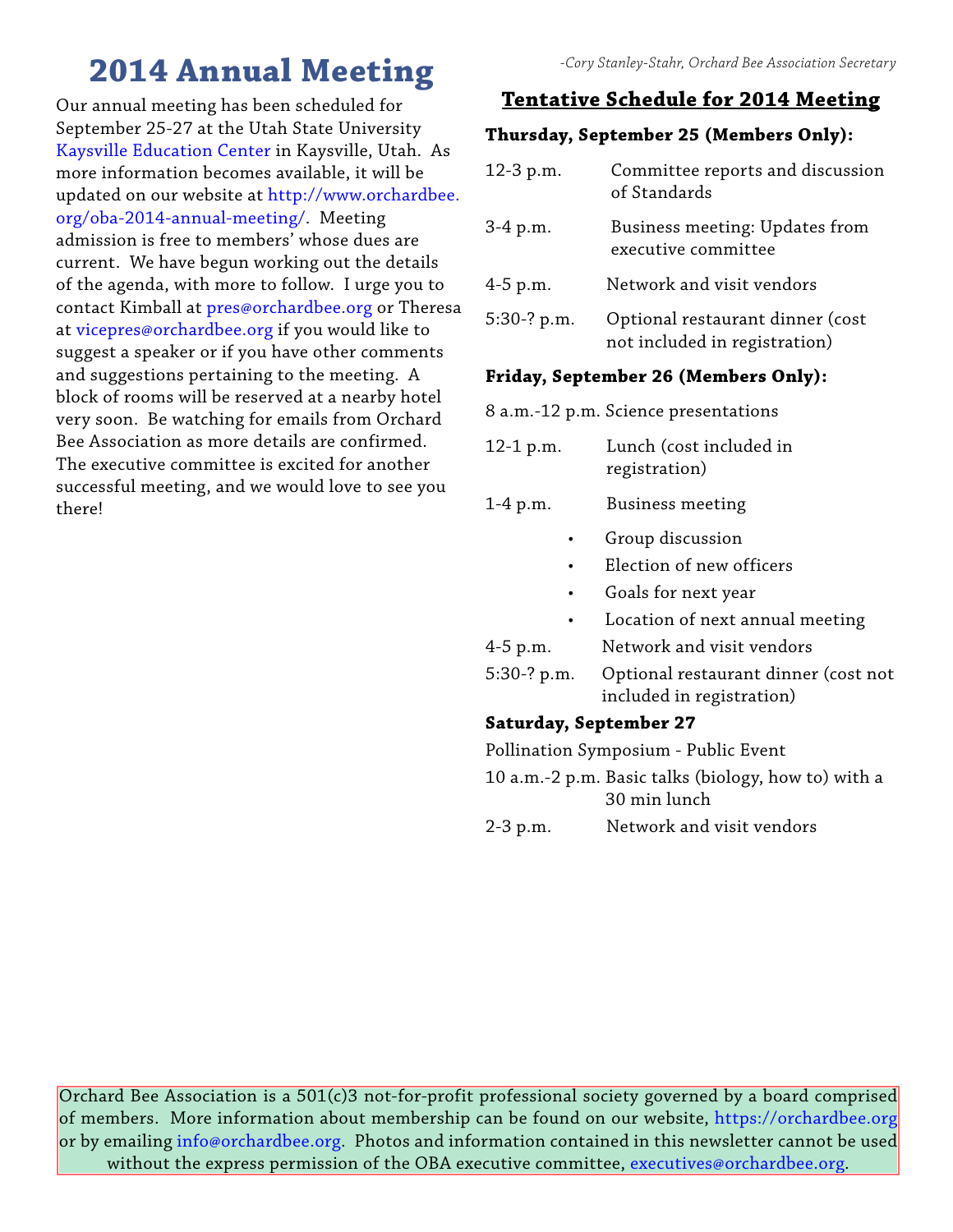# 2014 Annual Meeting

Our annual meeting has been scheduled for September 25-27 at the Utah State University Kaysville Education Center in Kaysville, Utah. As more information becomes available, it will be updated on our website at http://www.orchardbee.org/oba-2014-annual-meeting/. Meeting admission is free to members' whose dues are current. We have begun working out the details of the agenda, with more to follow. I urge you to contact Kimball at pres@orchardbee.org or Theresa at vicepres@orchardbee.org if you would like to suggest a speaker or if you have other comments and suggestions pertaining to the meeting. A block of rooms will be reserved at a nearby hotel very soon. Be watching for emails from Orchard Bee Association as more details are confirmed. The executive committee is excited for another successful meeting, and we would love to see you there!

*-Cory Stanley-Stahr, Orchard Bee Association Secretary*

## Tentative Schedule for 2014 Meeting

**Thursday, September 25 (Members Only):**

| | |
|---|---|
| 12-3 p.m. | Committee reports and discussion of Standards |
| 3-4 p.m. | Business meeting: Updates from executive committee |
| 4-5 p.m. | Network and visit vendors |
| 5:30-? p.m. | Optional restaurant dinner (cost not included in registration) |

**Friday, September 26 (Members Only):**

| | |
|---|---|
| 8 a.m.-12 p.m. | Science presentations |
| 12-1 p.m. | Lunch (cost included in registration) |
| 1-4 p.m. | Business meeting |

- Group discussion
- Election of new officers
- Goals for next year
- Location of next annual meeting

| | |
|---|---|
| 4-5 p.m. | Network and visit vendors |
| 5:30-? p.m. | Optional restaurant dinner (cost not included in registration) |

**Saturday, September 27**

Pollination Symposium - Public Event

| | |
|---|---|
| 10 a.m.-2 p.m. | Basic talks (biology, how to) with a 30 min lunch |
| 2-3 p.m. | Network and visit vendors |

Orchard Bee Association is a 501(c)3 not-for-profit professional society governed by a board comprised of members. More information about membership can be found on our website, https://orchardbee.org or by emailing info@orchardbee.org. Photos and information contained in this newsletter cannot be used without the express permission of the OBA executive committee, executives@orchardbee.org.